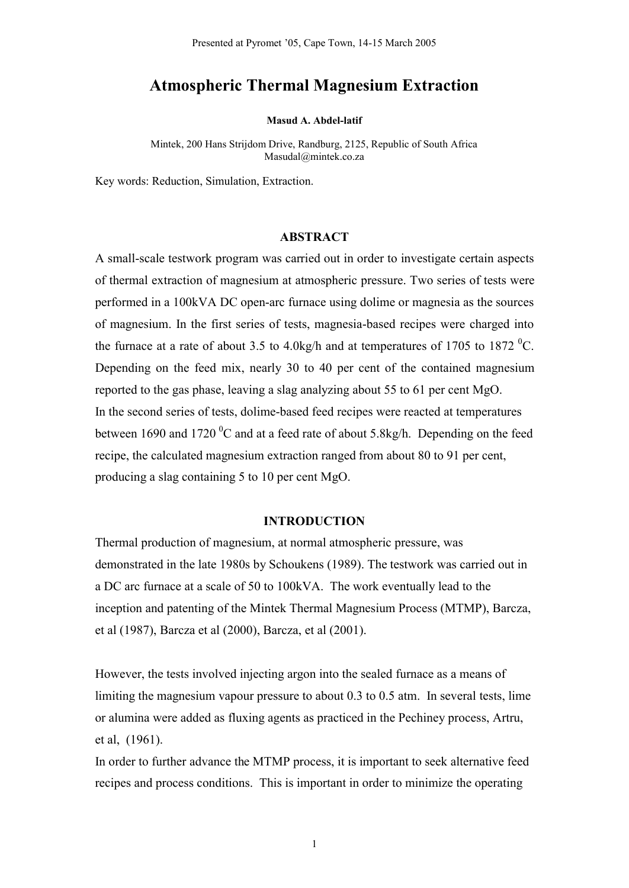Presented at Pyromet '05, Cape Town, 14-15 March 2005

# Atmospheric Thermal Magnesium Extraction

**Masud A. Abdel-latif**

Mintek, 200 Hans Strijdom Drive, Randburg, 2125, Republic of South Africa
Masudal@mintek.co.za

Key words: Reduction, Simulation, Extraction.

## ABSTRACT

A small-scale testwork program was carried out in order to investigate certain aspects of thermal extraction of magnesium at atmospheric pressure. Two series of tests were performed in a 100kVA DC open-arc furnace using dolime or magnesia as the sources of magnesium. In the first series of tests, magnesia-based recipes were charged into the furnace at a rate of about 3.5 to 4.0kg/h and at temperatures of 1705 to 1872 $^0$C. Depending on the feed mix, nearly 30 to 40 per cent of the contained magnesium reported to the gas phase, leaving a slag analyzing about 55 to 61 per cent MgO.

In the second series of tests, dolime-based feed recipes were reacted at temperatures between 1690 and 1720 $^0$C and at a feed rate of about 5.8kg/h. Depending on the feed recipe, the calculated magnesium extraction ranged from about 80 to 91 per cent, producing a slag containing 5 to 10 per cent MgO.

## INTRODUCTION

Thermal production of magnesium, at normal atmospheric pressure, was demonstrated in the late 1980s by Schoukens (1989). The testwork was carried out in a DC arc furnace at a scale of 50 to 100kVA. The work eventually lead to the inception and patenting of the Mintek Thermal Magnesium Process (MTMP), Barcza, et al (1987), Barcza et al (2000), Barcza, et al (2001).

However, the tests involved injecting argon into the sealed furnace as a means of limiting the magnesium vapour pressure to about 0.3 to 0.5 atm. In several tests, lime or alumina were added as fluxing agents as practiced in the Pechiney process, Artru, et al, (1961).

In order to further advance the MTMP process, it is important to seek alternative feed recipes and process conditions. This is important in order to minimize the operating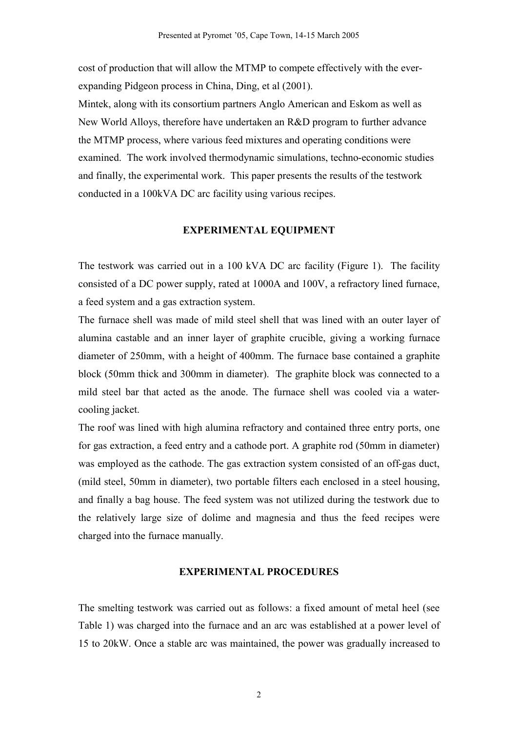cost of production that will allow the MTMP to compete effectively with the ever-expanding Pidgeon process in China, Ding, et al (2001).

Mintek, along with its consortium partners Anglo American and Eskom as well as New World Alloys, therefore have undertaken an R&D program to further advance the MTMP process, where various feed mixtures and operating conditions were examined. The work involved thermodynamic simulations, techno-economic studies and finally, the experimental work. This paper presents the results of the testwork conducted in a 100kVA DC arc facility using various recipes.

## EXPERIMENTAL EQUIPMENT

The testwork was carried out in a 100 kVA DC arc facility (Figure 1). The facility consisted of a DC power supply, rated at 1000A and 100V, a refractory lined furnace, a feed system and a gas extraction system.

The furnace shell was made of mild steel shell that was lined with an outer layer of alumina castable and an inner layer of graphite crucible, giving a working furnace diameter of 250mm, with a height of 400mm. The furnace base contained a graphite block (50mm thick and 300mm in diameter). The graphite block was connected to a mild steel bar that acted as the anode. The furnace shell was cooled via a water-cooling jacket.

The roof was lined with high alumina refractory and contained three entry ports, one for gas extraction, a feed entry and a cathode port. A graphite rod (50mm in diameter) was employed as the cathode. The gas extraction system consisted of an off-gas duct, (mild steel, 50mm in diameter), two portable filters each enclosed in a steel housing, and finally a bag house. The feed system was not utilized during the testwork due to the relatively large size of dolime and magnesia and thus the feed recipes were charged into the furnace manually.

## EXPERIMENTAL PROCEDURES

The smelting testwork was carried out as follows: a fixed amount of metal heel (see Table 1) was charged into the furnace and an arc was established at a power level of 15 to 20kW. Once a stable arc was maintained, the power was gradually increased to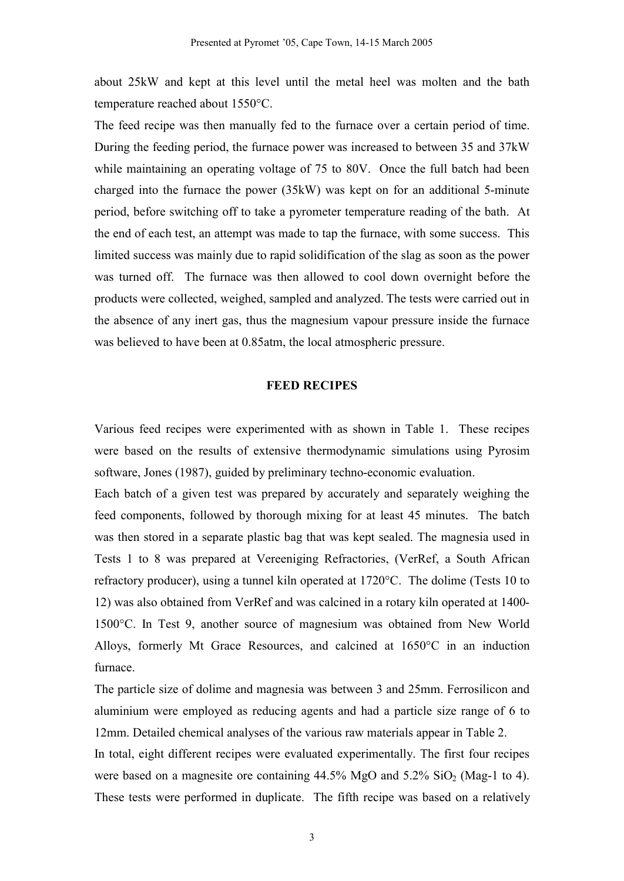about 25kW and kept at this level until the metal heel was molten and the bath temperature reached about 1550°C.

The feed recipe was then manually fed to the furnace over a certain period of time. During the feeding period, the furnace power was increased to between 35 and 37kW while maintaining an operating voltage of 75 to 80V. Once the full batch had been charged into the furnace the power (35kW) was kept on for an additional 5-minute period, before switching off to take a pyrometer temperature reading of the bath. At the end of each test, an attempt was made to tap the furnace, with some success. This limited success was mainly due to rapid solidification of the slag as soon as the power was turned off. The furnace was then allowed to cool down overnight before the products were collected, weighed, sampled and analyzed. The tests were carried out in the absence of any inert gas, thus the magnesium vapour pressure inside the furnace was believed to have been at 0.85atm, the local atmospheric pressure.

## FEED RECIPES

Various feed recipes were experimented with as shown in Table 1. These recipes were based on the results of extensive thermodynamic simulations using Pyrosim software, Jones (1987), guided by preliminary techno-economic evaluation.

Each batch of a given test was prepared by accurately and separately weighing the feed components, followed by thorough mixing for at least 45 minutes. The batch was then stored in a separate plastic bag that was kept sealed. The magnesia used in Tests 1 to 8 was prepared at Vereeniging Refractories, (VerRef, a South African refractory producer), using a tunnel kiln operated at 1720°C. The dolime (Tests 10 to 12) was also obtained from VerRef and was calcined in a rotary kiln operated at 1400-1500°C. In Test 9, another source of magnesium was obtained from New World Alloys, formerly Mt Grace Resources, and calcined at 1650°C in an induction furnace.

The particle size of dolime and magnesia was between 3 and 25mm. Ferrosilicon and aluminium were employed as reducing agents and had a particle size range of 6 to 12mm. Detailed chemical analyses of the various raw materials appear in Table 2.

In total, eight different recipes were evaluated experimentally. The first four recipes were based on a magnesite ore containing 44.5% MgO and 5.2% $SiO_2$ (Mag-1 to 4). These tests were performed in duplicate. The fifth recipe was based on a relatively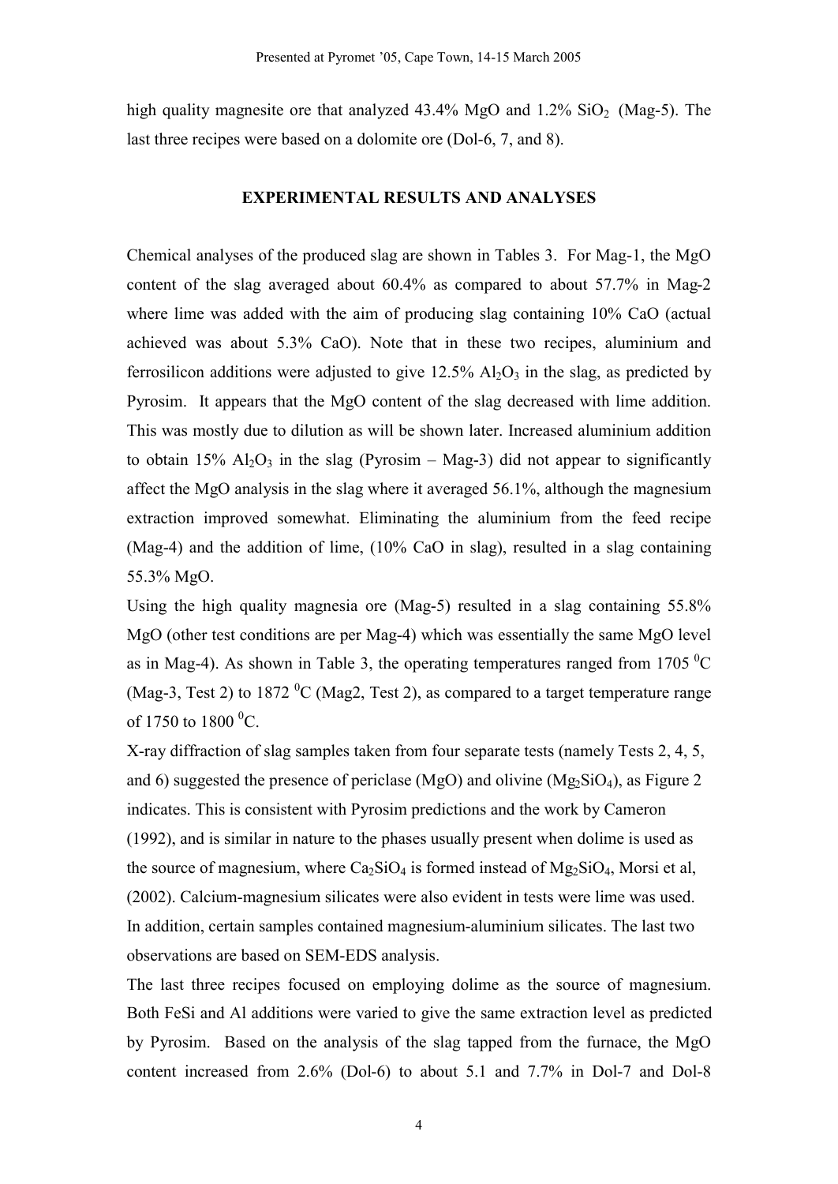high quality magnesite ore that analyzed 43.4% MgO and 1.2% $SiO_2$ (Mag-5). The last three recipes were based on a dolomite ore (Dol-6, 7, and 8).

## EXPERIMENTAL RESULTS AND ANALYSES

Chemical analyses of the produced slag are shown in Tables 3. For Mag-1, the MgO content of the slag averaged about 60.4% as compared to about 57.7% in Mag-2 where lime was added with the aim of producing slag containing 10% CaO (actual achieved was about 5.3% CaO). Note that in these two recipes, aluminium and ferrosilicon additions were adjusted to give 12.5% $Al_2O_3$ in the slag, as predicted by Pyrosim. It appears that the MgO content of the slag decreased with lime addition. This was mostly due to dilution as will be shown later. Increased aluminium addition to obtain 15% $Al_2O_3$ in the slag (Pyrosim – Mag-3) did not appear to significantly affect the MgO analysis in the slag where it averaged 56.1%, although the magnesium extraction improved somewhat. Eliminating the aluminium from the feed recipe (Mag-4) and the addition of lime, (10% CaO in slag), resulted in a slag containing 55.3% MgO.

Using the high quality magnesia ore (Mag-5) resulted in a slag containing 55.8% MgO (other test conditions are per Mag-4) which was essentially the same MgO level as in Mag-4). As shown in Table 3, the operating temperatures ranged from 1705 $^0$C (Mag-3, Test 2) to 1872 $^0$C (Mag2, Test 2), as compared to a target temperature range of 1750 to 1800 $^0$C.

X-ray diffraction of slag samples taken from four separate tests (namely Tests 2, 4, 5, and 6) suggested the presence of periclase (MgO) and olivine ($Mg_2SiO_4$), as Figure 2 indicates. This is consistent with Pyrosim predictions and the work by Cameron (1992), and is similar in nature to the phases usually present when dolime is used as the source of magnesium, where $Ca_2SiO_4$ is formed instead of $Mg_2SiO_4$, Morsi et al, (2002). Calcium-magnesium silicates were also evident in tests were lime was used. In addition, certain samples contained magnesium-aluminium silicates. The last two observations are based on SEM-EDS analysis.

The last three recipes focused on employing dolime as the source of magnesium. Both FeSi and Al additions were varied to give the same extraction level as predicted by Pyrosim. Based on the analysis of the slag tapped from the furnace, the MgO content increased from 2.6% (Dol-6) to about 5.1 and 7.7% in Dol-7 and Dol-8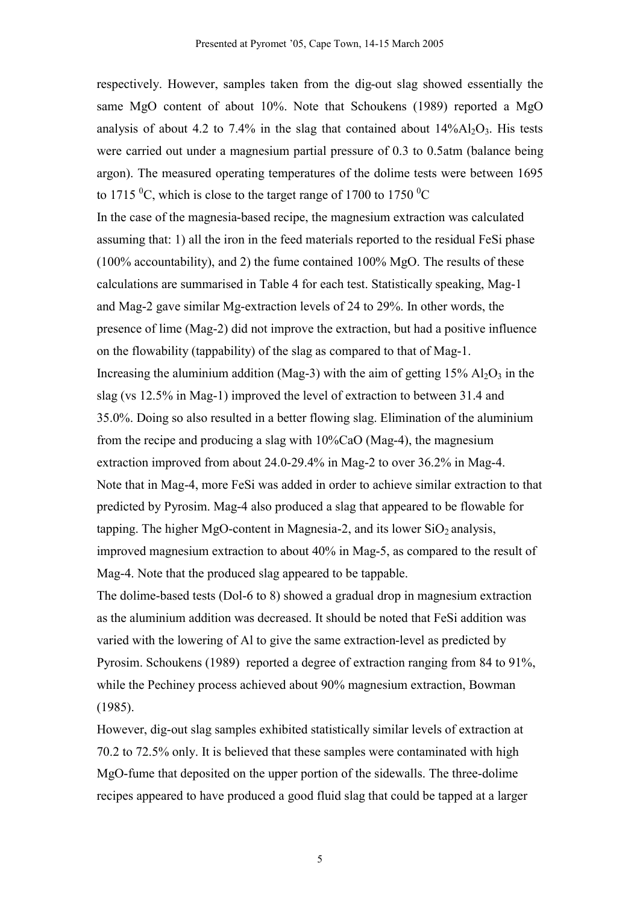respectively. However, samples taken from the dig-out slag showed essentially the same MgO content of about 10%. Note that Schoukens (1989) reported a MgO analysis of about 4.2 to 7.4% in the slag that contained about 14%$Al_2O_3$. His tests were carried out under a magnesium partial pressure of 0.3 to 0.5atm (balance being argon). The measured operating temperatures of the dolime tests were between 1695 to 1715 $^0$C, which is close to the target range of 1700 to 1750 $^0$C

In the case of the magnesia-based recipe, the magnesium extraction was calculated assuming that: 1) all the iron in the feed materials reported to the residual FeSi phase (100% accountability), and 2) the fume contained 100% MgO. The results of these calculations are summarised in Table 4 for each test. Statistically speaking, Mag-1 and Mag-2 gave similar Mg-extraction levels of 24 to 29%. In other words, the presence of lime (Mag-2) did not improve the extraction, but had a positive influence on the flowability (tappability) of the slag as compared to that of Mag-1.

Increasing the aluminium addition (Mag-3) with the aim of getting 15% $Al_2O_3$ in the slag (vs 12.5% in Mag-1) improved the level of extraction to between 31.4 and 35.0%. Doing so also resulted in a better flowing slag. Elimination of the aluminium from the recipe and producing a slag with 10%CaO (Mag-4), the magnesium extraction improved from about 24.0-29.4% in Mag-2 to over 36.2% in Mag-4. Note that in Mag-4, more FeSi was added in order to achieve similar extraction to that predicted by Pyrosim. Mag-4 also produced a slag that appeared to be flowable for tapping. The higher MgO-content in Magnesia-2, and its lower $SiO_2$ analysis, improved magnesium extraction to about 40% in Mag-5, as compared to the result of Mag-4. Note that the produced slag appeared to be tappable.

The dolime-based tests (Dol-6 to 8) showed a gradual drop in magnesium extraction as the aluminium addition was decreased. It should be noted that FeSi addition was varied with the lowering of Al to give the same extraction-level as predicted by Pyrosim. Schoukens (1989) reported a degree of extraction ranging from 84 to 91%, while the Pechiney process achieved about 90% magnesium extraction, Bowman (1985).

However, dig-out slag samples exhibited statistically similar levels of extraction at 70.2 to 72.5% only. It is believed that these samples were contaminated with high MgO-fume that deposited on the upper portion of the sidewalls. The three-dolime recipes appeared to have produced a good fluid slag that could be tapped at a larger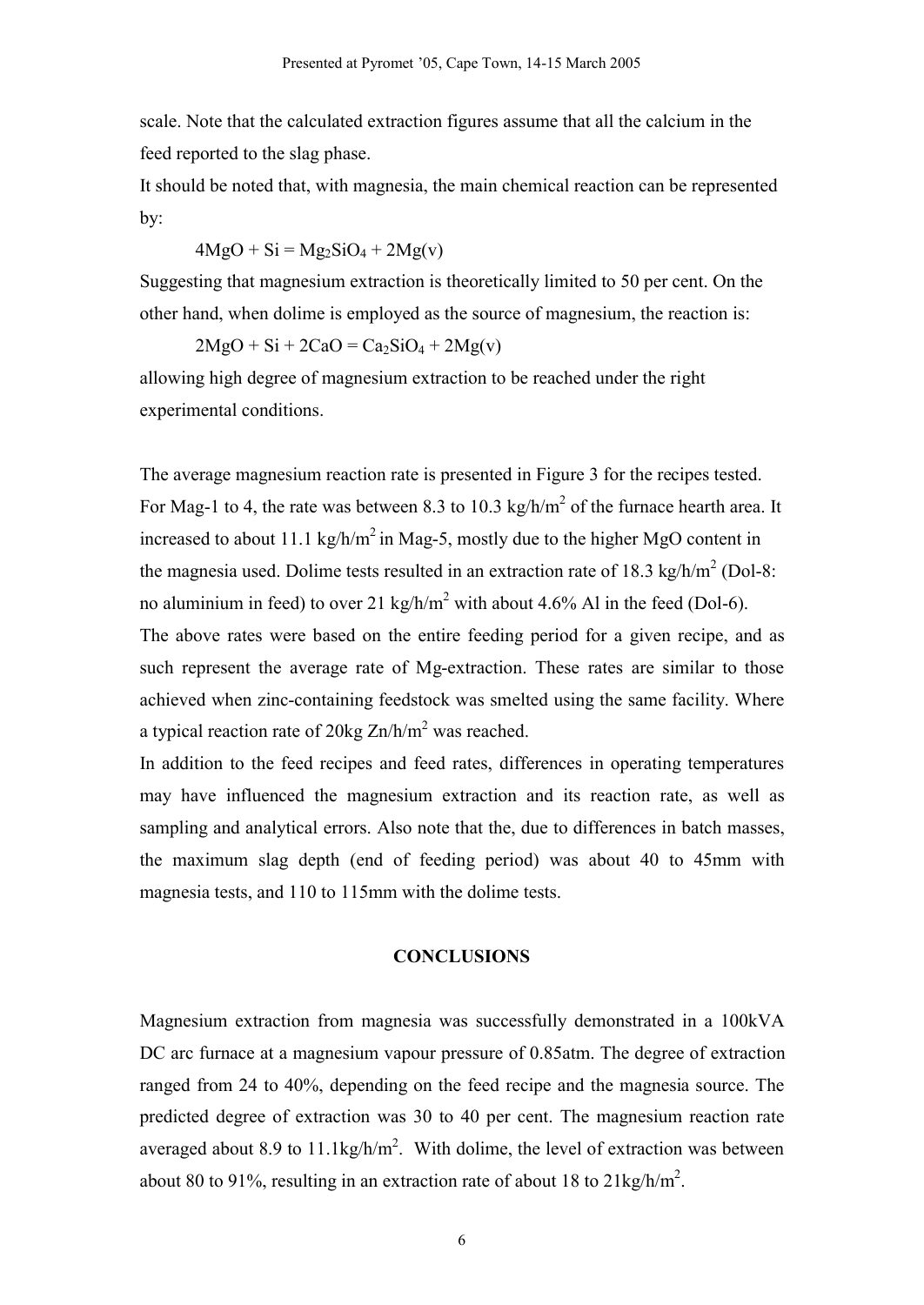scale. Note that the calculated extraction figures assume that all the calcium in the feed reported to the slag phase.

It should be noted that, with magnesia, the main chemical reaction can be represented by:

$$4MgO + Si = Mg_2SiO_4 + 2Mg(v)$$

Suggesting that magnesium extraction is theoretically limited to 50 per cent. On the other hand, when dolime is employed as the source of magnesium, the reaction is:

$$2MgO + Si + 2CaO = Ca_2SiO_4 + 2Mg(v)$$

allowing high degree of magnesium extraction to be reached under the right experimental conditions.

The average magnesium reaction rate is presented in Figure 3 for the recipes tested. For Mag-1 to 4, the rate was between 8.3 to 10.3 $kg/h/m^2$ of the furnace hearth area. It increased to about 11.1 $kg/h/m^2$ in Mag-5, mostly due to the higher MgO content in the magnesia used. Dolime tests resulted in an extraction rate of 18.3 $kg/h/m^2$ (Dol-8: no aluminium in feed) to over 21 $kg/h/m^2$ with about 4.6% Al in the feed (Dol-6).

The above rates were based on the entire feeding period for a given recipe, and as such represent the average rate of Mg-extraction. These rates are similar to those achieved when zinc-containing feedstock was smelted using the same facility. Where a typical reaction rate of 20kg $Zn/h/m^2$ was reached.

In addition to the feed recipes and feed rates, differences in operating temperatures may have influenced the magnesium extraction and its reaction rate, as well as sampling and analytical errors. Also note that the, due to differences in batch masses, the maximum slag depth (end of feeding period) was about 40 to 45mm with magnesia tests, and 110 to 115mm with the dolime tests.

## CONCLUSIONS

Magnesium extraction from magnesia was successfully demonstrated in a 100kVA DC arc furnace at a magnesium vapour pressure of 0.85atm. The degree of extraction ranged from 24 to 40%, depending on the feed recipe and the magnesia source. The predicted degree of extraction was 30 to 40 per cent. The magnesium reaction rate averaged about 8.9 to 11.1$kg/h/m^2$. With dolime, the level of extraction was between about 80 to 91%, resulting in an extraction rate of about 18 to 21$kg/h/m^2$.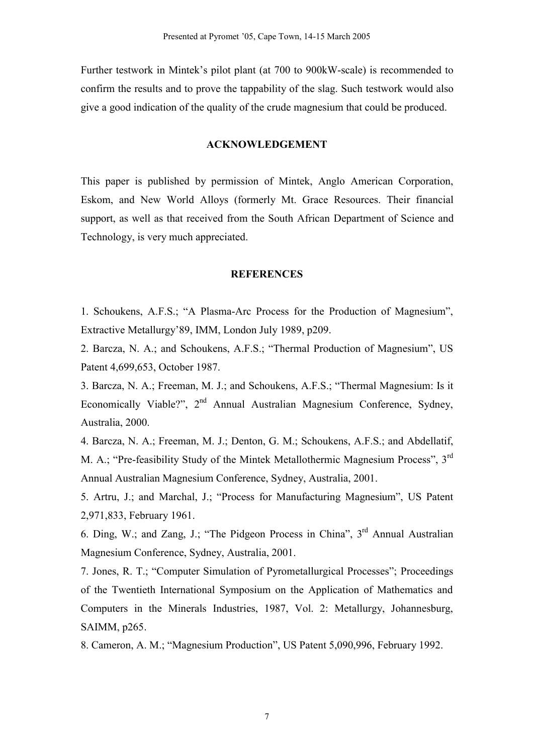Further testwork in Mintek's pilot plant (at 700 to 900kW-scale) is recommended to confirm the results and to prove the tappability of the slag. Such testwork would also give a good indication of the quality of the crude magnesium that could be produced.

## ACKNOWLEDGEMENT

This paper is published by permission of Mintek, Anglo American Corporation, Eskom, and New World Alloys (formerly Mt. Grace Resources. Their financial support, as well as that received from the South African Department of Science and Technology, is very much appreciated.

## REFERENCES

1. Schoukens, A.F.S.; "A Plasma-Arc Process for the Production of Magnesium", Extractive Metallurgy'89, IMM, London July 1989, p209.
2. Barcza, N. A.; and Schoukens, A.F.S.; "Thermal Production of Magnesium", US Patent 4,699,653, October 1987.
3. Barcza, N. A.; Freeman, M. J.; and Schoukens, A.F.S.; "Thermal Magnesium: Is it Economically Viable?", 2nd Annual Australian Magnesium Conference, Sydney, Australia, 2000.
4. Barcza, N. A.; Freeman, M. J.; Denton, G. M.; Schoukens, A.F.S.; and Abdellatif, M. A.; "Pre-feasibility Study of the Mintek Metallothermic Magnesium Process", 3rd Annual Australian Magnesium Conference, Sydney, Australia, 2001.
5. Artru, J.; and Marchal, J.; "Process for Manufacturing Magnesium", US Patent 2,971,833, February 1961.
6. Ding, W.; and Zang, J.; "The Pidgeon Process in China", 3rd Annual Australian Magnesium Conference, Sydney, Australia, 2001.
7. Jones, R. T.; "Computer Simulation of Pyrometallurgical Processes"; Proceedings of the Twentieth International Symposium on the Application of Mathematics and Computers in the Minerals Industries, 1987, Vol. 2: Metallurgy, Johannesburg, SAIMM, p265.
8. Cameron, A. M.; "Magnesium Production", US Patent 5,090,996, February 1992.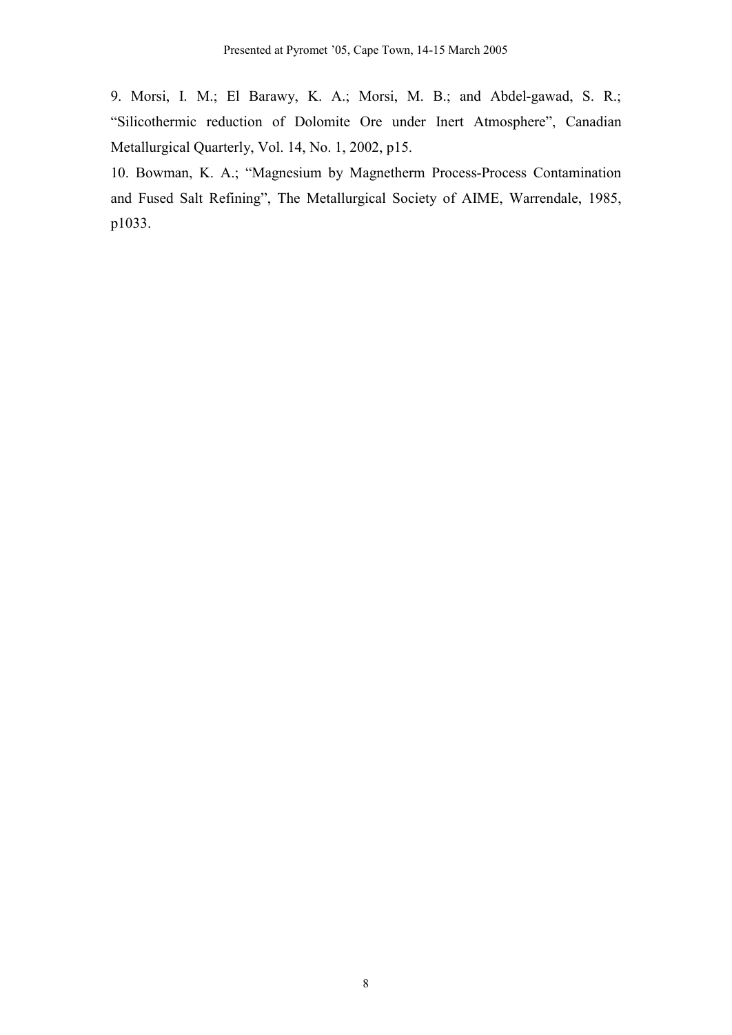9. Morsi, I. M.; El Barawy, K. A.; Morsi, M. B.; and Abdel-gawad, S. R.; "Silicothermic reduction of Dolomite Ore under Inert Atmosphere", Canadian Metallurgical Quarterly, Vol. 14, No. 1, 2002, p15.

10. Bowman, K. A.; "Magnesium by Magnetherm Process-Process Contamination and Fused Salt Refining", The Metallurgical Society of AIME, Warrendale, 1985, p1033.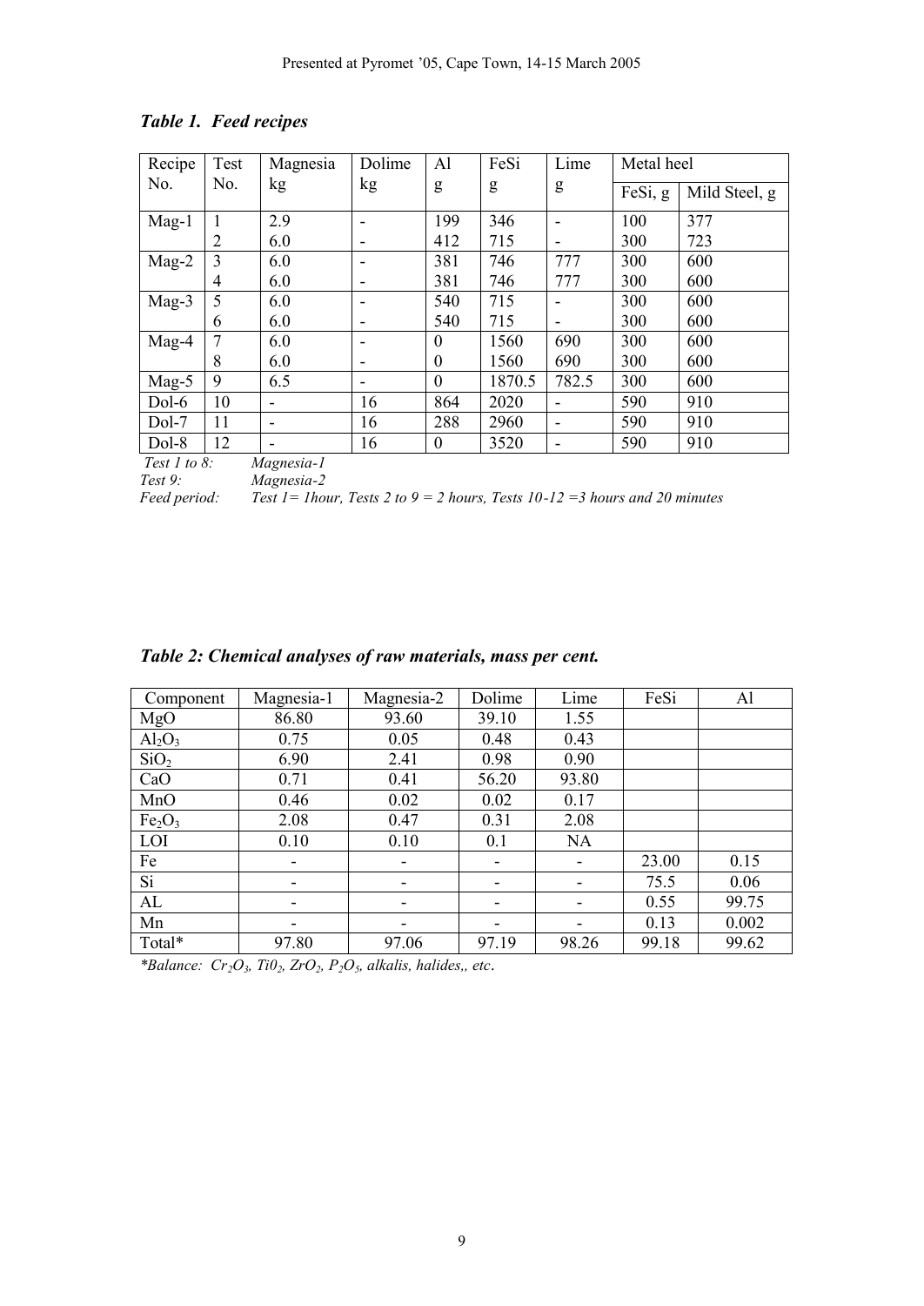***Table 1. Feed recipes***

| Recipe No. | Test No. | Magnesia kg | Dolime kg | Al g | FeSi g | Lime g | Metal heel | |
|---|---|---|---|---|---|---|---|---|
| | | | | | | | FeSi, g | Mild Steel, g |
| Mag-1 | 1 | 2.9 | - | 199 | 346 | - | 100 | 377 |
| | 2 | 6.0 | - | 412 | 715 | - | 300 | 723 |
| Mag-2 | 3 | 6.0 | - | 381 | 746 | 777 | 300 | 600 |
| | 4 | 6.0 | - | 381 | 746 | 777 | 300 | 600 |
| Mag-3 | 5 | 6.0 | - | 540 | 715 | - | 300 | 600 |
| | 6 | 6.0 | - | 540 | 715 | - | 300 | 600 |
| Mag-4 | 7 | 6.0 | - | 0 | 1560 | 690 | 300 | 600 |
| | 8 | 6.0 | - | 0 | 1560 | 690 | 300 | 600 |
| Mag-5 | 9 | 6.5 | - | 0 | 1870.5 | 782.5 | 300 | 600 |
| Dol-6 | 10 | - | 16 | 864 | 2020 | - | 590 | 910 |
| Dol-7 | 11 | - | 16 | 288 | 2960 | - | 590 | 910 |
| Dol-8 | 12 | - | 16 | 0 | 3520 | - | 590 | 910 |

*Test 1 to 8:* *Magnesia-1*
*Test 9:* *Magnesia-2*
*Feed period:* *Test 1= 1hour, Tests 2 to 9 = 2 hours, Tests 10-12 =3 hours and 20 minutes*

***Table 2: Chemical analyses of raw materials, mass per cent.***

| Component | Magnesia-1 | Magnesia-2 | Dolime | Lime | FeSi | Al |
|---|---|---|---|---|---|---|
| MgO | 86.80 | 93.60 | 39.10 | 1.55 | | |
| $Al_2O_3$ | 0.75 | 0.05 | 0.48 | 0.43 | | |
| $SiO_2$ | 6.90 | 2.41 | 0.98 | 0.90 | | |
| CaO | 0.71 | 0.41 | 56.20 | 93.80 | | |
| MnO | 0.46 | 0.02 | 0.02 | 0.17 | | |
| $Fe_2O_3$ | 2.08 | 0.47 | 0.31 | 2.08 | | |
| LOI | 0.10 | 0.10 | 0.1 | NA | | |
| Fe | - | - | - | - | 23.00 | 0.15 |
| Si | - | - | - | - | 75.5 | 0.06 |
| AL | - | - | - | - | 0.55 | 99.75 |
| Mn | - | - | - | - | 0.13 | 0.002 |
| Total* | 97.80 | 97.06 | 97.19 | 98.26 | 99.18 | 99.62 |

*\*Balance: $Cr_2O_3$, $Ti0_2$, $ZrO_2$, $P_2O_5$, alkalis, halides,, etc*.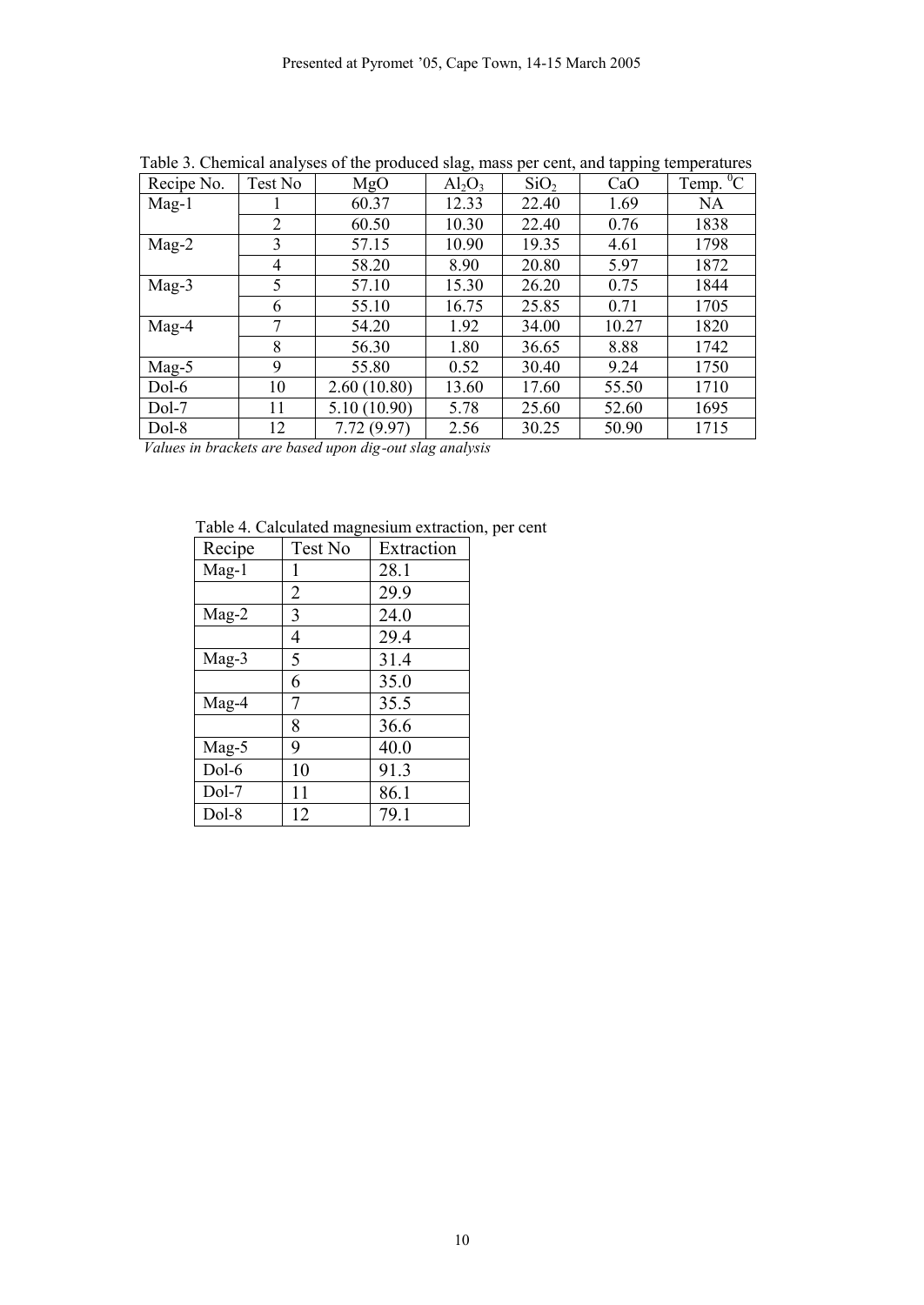Table 3. Chemical analyses of the produced slag, mass per cent, and tapping temperatures

| Recipe No. | Test No | MgO | $Al_2O_3$ | $SiO_2$ | CaO | Temp. $^0C$ |
|---|---|---|---|---|---|---|
| Mag-1 | 1 | 60.37 | 12.33 | 22.40 | 1.69 | NA |
| | 2 | 60.50 | 10.30 | 22.40 | 0.76 | 1838 |
| Mag-2 | 3 | 57.15 | 10.90 | 19.35 | 4.61 | 1798 |
| | 4 | 58.20 | 8.90 | 20.80 | 5.97 | 1872 |
| Mag-3 | 5 | 57.10 | 15.30 | 26.20 | 0.75 | 1844 |
| | 6 | 55.10 | 16.75 | 25.85 | 0.71 | 1705 |
| Mag-4 | 7 | 54.20 | 1.92 | 34.00 | 10.27 | 1820 |
| | 8 | 56.30 | 1.80 | 36.65 | 8.88 | 1742 |
| Mag-5 | 9 | 55.80 | 0.52 | 30.40 | 9.24 | 1750 |
| Dol-6 | 10 | 2.60 (10.80) | 13.60 | 17.60 | 55.50 | 1710 |
| Dol-7 | 11 | 5.10 (10.90) | 5.78 | 25.60 | 52.60 | 1695 |
| Dol-8 | 12 | 7.72 (9.97) | 2.56 | 30.25 | 50.90 | 1715 |

*Values in brackets are based upon dig-out slag analysis*

Table 4. Calculated magnesium extraction, per cent

| Recipe | Test No | Extraction |
|---|---|---|
| Mag-1 | 1 | 28.1 |
| | 2 | 29.9 |
| Mag-2 | 3 | 24.0 |
| | 4 | 29.4 |
| Mag-3 | 5 | 31.4 |
| | 6 | 35.0 |
| Mag-4 | 7 | 35.5 |
| | 8 | 36.6 |
| Mag-5 | 9 | 40.0 |
| Dol-6 | 10 | 91.3 |
| Dol-7 | 11 | 86.1 |
| Dol-8 | 12 | 79.1 |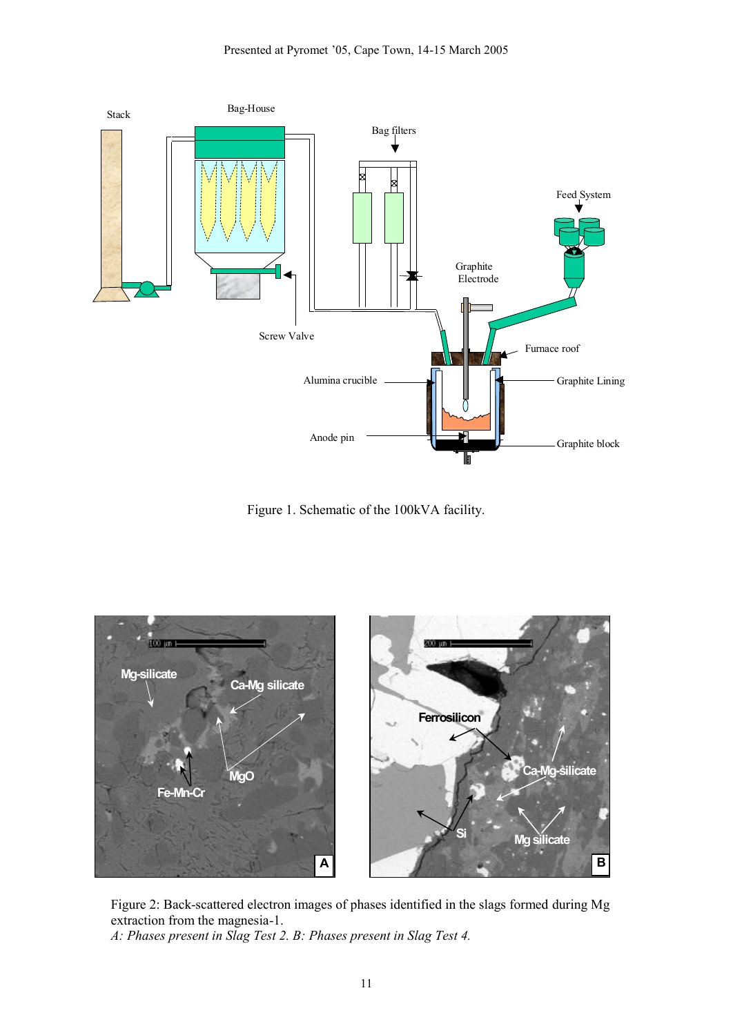Figure 1. Schematic of the 100kVA facility.

Figure 2: Back-scattered electron images of phases identified in the slags formed during Mg extraction from the magnesia-1.
*A: Phases present in Slag Test 2. B: Phases present in Slag Test 4.*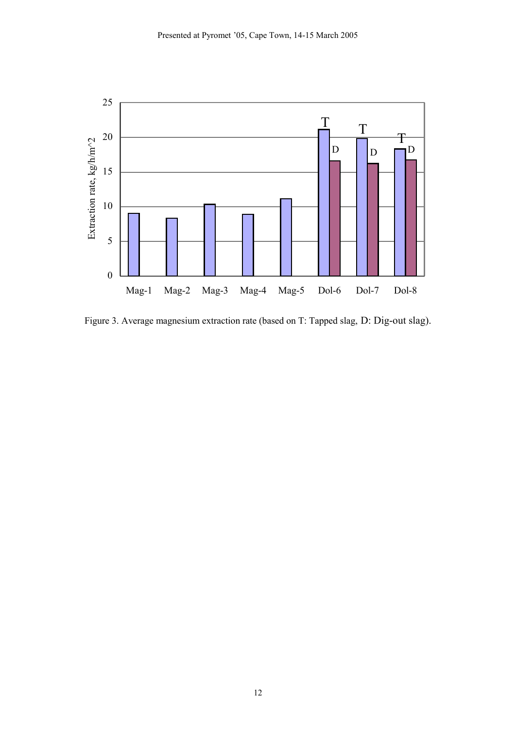25

20

15

10

5

0

Extraction rate, kg/h/m^2

Mag-1 Mag-2 Mag-3 Mag-4 Mag-5 Dol-6 Dol-7 Dol-8

T D T D T D

Figure 3. Average magnesium extraction rate (based on T: Tapped slag, D: Dig-out slag).